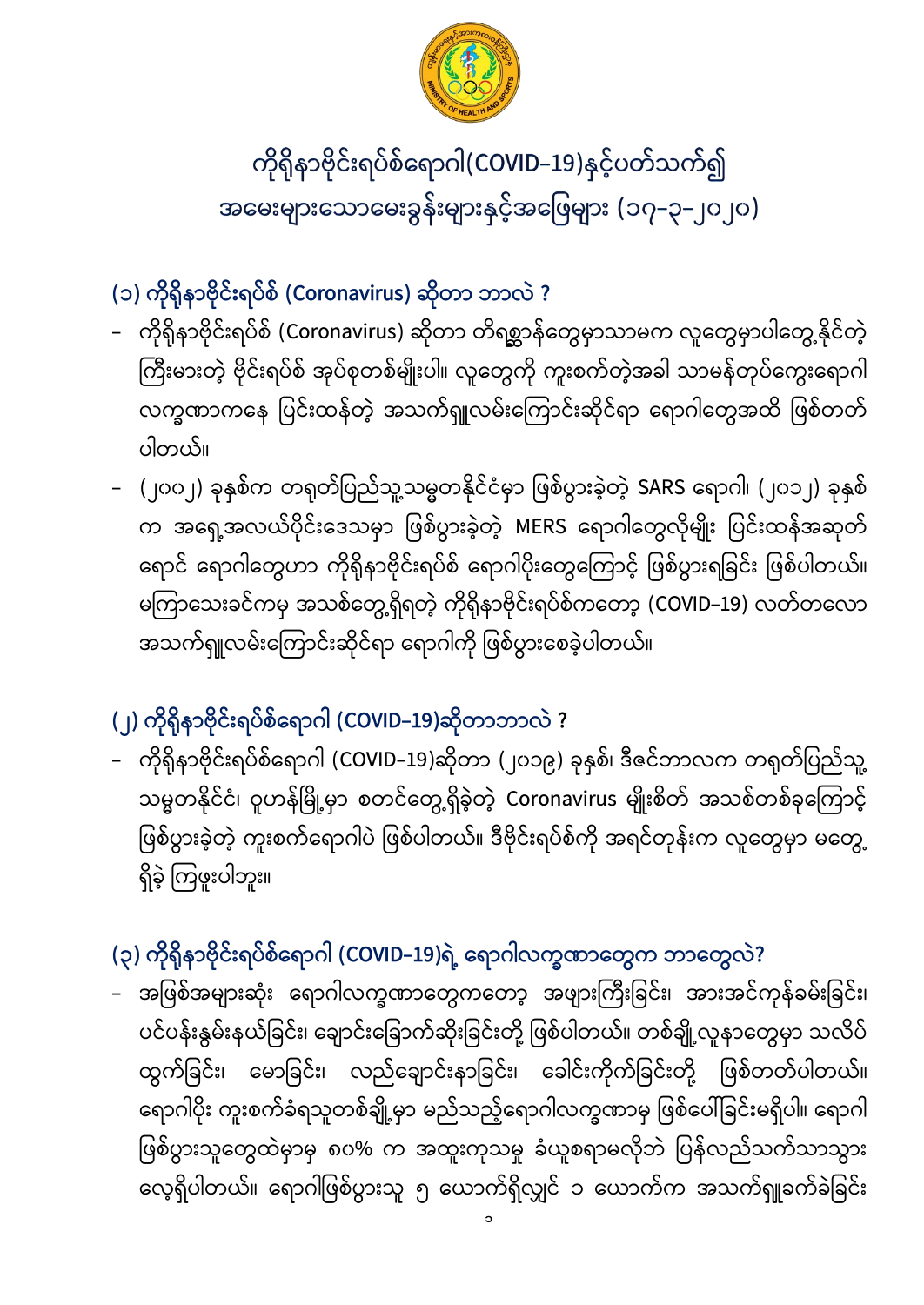# ကိုရိုနာဗိုင်းရပ်စ်ရောဂါ(COVID-19)နှင့်ပတ်သက်၍ အမေးများသောမေးခွန်းများနှင့်အဖြေများ (၁၇-၃-၂၀၂၀)

## (၁) ကိုရိုနာဗိုင်းရပ်စ် (Coronavirus) ဆိုတာ ဘာလဲ ?

- ကိုရိုနာဗိုင်းရပ်စ် (Coronavirus) ဆိုတာ တိရစ္ဆာန်တွေမှာသာမက လူတွေမှာပါတွေ့နိုင်တဲ့ ကြီးမားတဲ့ ဗိုင်းရပ်စ် အုပ်စုတစ်မျိုးပါ။ လူတွေကို ကူးစက်တဲ့အခါ သာမန်တုပ်ကွေးရောဂါ လက္ခဏာကနေ ပြင်းထန်တဲ့ အသက်ရှူလမ်းကြောင်းဆိုင်ရာ ရောဂါတွေအထိ ဖြစ်တတ်ပါတယ်။
- (၂၀၀၂) ခုနှစ်က တရုတ်ပြည်သူ့သမ္မတနိုင်ငံမှာ ဖြစ်ပွားခဲ့တဲ့ SARS ရောဂါ၊ (၂၀၁၂) ခုနှစ်က အရှေ့အလယ်ပိုင်းဒေသမှာ ဖြစ်ပွားခဲ့တဲ့ MERS ရောဂါတွေလိုမျိုး ပြင်းထန်အဆုတ်ရောင် ရောဂါတွေဟာ ကိုရိုနာဗိုင်းရပ်စ် ရောဂါပိုးတွေကြောင့် ဖြစ်ပွားရခြင်း ဖြစ်ပါတယ်။ မကြာသေးခင်ကမှ အသစ်တွေ့ရှိရတဲ့ ကိုရိုနာဗိုင်းရပ်စ်ကတော့ (COVID-19) လတ်တလော အသက်ရှူလမ်းကြောင်းဆိုင်ရာ ရောဂါကို ဖြစ်ပွားစေခဲ့ပါတယ်။

## (၂) ကိုရိုနာဗိုင်းရပ်စ်ရောဂါ (COVID-19)ဆိုတာဘာလဲ ?

- ကိုရိုနာဗိုင်းရပ်စ်ရောဂါ (COVID-19)ဆိုတာ (၂၀၁၉) ခုနှစ်၊ ဒီဇင်ဘာလက တရုတ်ပြည်သူ့သမ္မတနိုင်ငံ၊ ဝူဟန်မြို့မှာ စတင်တွေ့ရှိခဲ့တဲ့ Coronavirus မျိုးစိတ် အသစ်တစ်ခုကြောင့် ဖြစ်ပွားခဲ့တဲ့ ကူးစက်ရောဂါပဲ ဖြစ်ပါတယ်။ ဒီဗိုင်းရပ်စ်ကို အရင်တုန်းက လူတွေမှာ မတွေ့ရှိခဲ့ ကြဖူးပါဘူး။

## (၃) ကိုရိုနာဗိုင်းရပ်စ်ရောဂါ (COVID-19)ရဲ့ ရောဂါလက္ခဏာတွေက ဘာတွေလဲ?

- အဖြစ်အများဆုံး ရောဂါလက္ခဏာတွေကတော့ အဖျားကြီးခြင်း၊ အားအင်ကုန်ခမ်းခြင်း၊ ပင်ပန်းနွမ်းနယ်ခြင်း၊ ချောင်းခြောက်ဆိုးခြင်းတို့ ဖြစ်ပါတယ်။ တစ်ချို့လူနာတွေမှာ သလိပ်ထွက်ခြင်း၊ မောခြင်း၊ လည်ချောင်းနာခြင်း၊ ခေါင်းကိုက်ခြင်းတို့ ဖြစ်တတ်ပါတယ်။ ရောဂါပိုး ကူးစက်ခံရသူတစ်ချို့မှာ မည်သည့်ရောဂါလက္ခဏာမှ ဖြစ်ပေါ်ခြင်းမရှိပါ။ ရောဂါဖြစ်ပွားသူတွေထဲမှာမှ ၈၀% က အထူးကုသမှု ခံယူစရာမလိုဘဲ ပြန်လည်သက်သာသွားလေ့ရှိပါတယ်။ ရောဂါဖြစ်ပွားသူ ၅ ယောက်ရှိလျှင် ၁ ယောက်က အသက်ရှူခက်ခဲခြင်း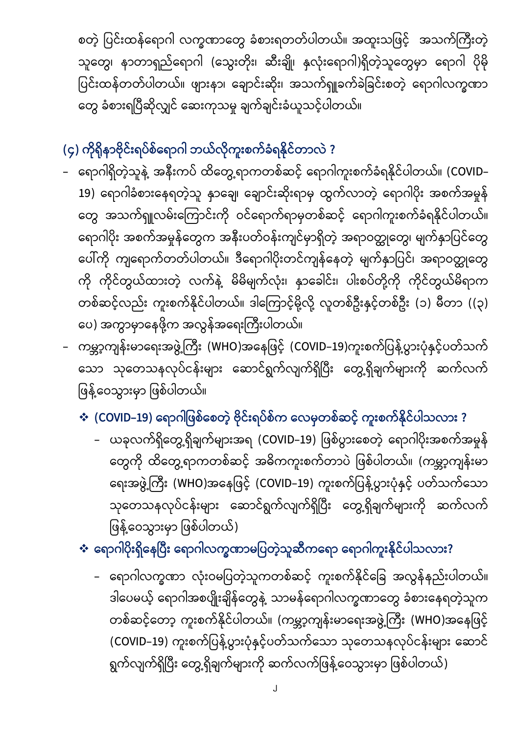စတဲ့ ပြင်းထန်ရောဂါ လက္ခဏာတွေ ခံစားရတတ်ပါတယ်။ အထူးသဖြင့် အသက်ကြီးတဲ့သူတွေ၊ နာတာရှည်ရောဂါ (သွေးတိုး၊ ဆီးချို၊ နှလုံးရောဂါ)ရှိတဲ့သူတွေမှာ ရောဂါ ပိုမိုပြင်းထန်တတ်ပါတယ်။ ဖျားနာ၊ ချောင်းဆိုး၊ အသက်ရှူခက်ခဲခြင်းစတဲ့ ရောဂါလက္ခဏာတွေ ခံစားရပြီဆိုလျှင် ဆေးကုသမှု ချက်ချင်းခံယူသင့်ပါတယ်။

## (၄) ကိုရိုနာဗိုင်းရပ်စ်ရောဂါ ဘယ်လိုကူးစက်ခံရနိုင်တာလဲ ?

- ရောဂါရှိတဲ့သူနဲ့ အနီးကပ် ထိတွေ့ရာကတစ်ဆင့် ရောဂါကူးစက်ခံရနိုင်ပါတယ်။ (COVID–19) ရောဂါခံစားနေရတဲ့သူ နှာချေ၊ ချောင်းဆိုးရာမှ ထွက်လာတဲ့ ရောဂါပိုး အစက်အမှုန်တွေ အသက်ရှူလမ်းကြောင်းကို ဝင်ရောက်ရာမှတစ်ဆင့် ရောဂါကူးစက်ခံရနိုင်ပါတယ်။ ရောဂါပိုး အစက်အမှုန်တွေက အနီးပတ်ဝန်းကျင်မှာရှိတဲ့ အရာဝတ္ထုတွေ၊ မျက်နှာပြင်တွေပေါ်ကို ကျရောက်တတ်ပါတယ်။ ဒီရောဂါပိုးတင်ကျန်နေတဲ့ မျက်နှာပြင်၊ အရာဝတ္ထုတွေကို ကိုင်တွယ်ထားတဲ့ လက်နဲ့ မိမိမျက်လုံး၊ နှာခေါင်း၊ ပါးစပ်တို့ကို ကိုင်တွယ်မိရာကတစ်ဆင့်လည်း ကူးစက်နိုင်ပါတယ်။ ဒါကြောင့်မို့လို့ လူတစ်ဦးနှင့်တစ်ဦး (၁) မီတာ ((၃) ပေ) အကွာမှာနေဖို့က အလွန်အရေးကြီးပါတယ်။
- ကမ္ဘာ့ကျန်းမာရေးအဖွဲ့ကြီး (WHO)အနေဖြင့် (COVID–19)ကူးစက်ပြန့်ပွားပုံနှင့်ပတ်သက်သော သုတေသနလုပ်ငန်းများ ဆောင်ရွက်လျက်ရှိပြီး တွေ့ရှိချက်များကို ဆက်လက်ဖြန့်ဝေသွားမှာ ဖြစ်ပါတယ်။

❖ **(COVID–19) ရောဂါဖြစ်စေတဲ့ ဗိုင်းရပ်စ်က လေမှတစ်ဆင့် ကူးစက်နိုင်ပါသလား ?**

- ယခုလက်ရှိတွေ့ရှိချက်များအရ (COVID–19) ဖြစ်ပွားစေတဲ့ ရောဂါပိုးအစက်အမှုန်တွေကို ထိတွေ့ရာကတစ်ဆင့် အဓိကကူးစက်တာပဲ ဖြစ်ပါတယ်။ (ကမ္ဘာ့ကျန်းမာရေးအဖွဲ့ကြီး (WHO)အနေဖြင့် (COVID–19) ကူးစက်ပြန့်ပွားပုံနှင့် ပတ်သက်သော သုတေသနလုပ်ငန်းများ ဆောင်ရွက်လျက်ရှိပြီး တွေ့ရှိချက်များကို ဆက်လက်ဖြန့်ဝေသွားမှာ ဖြစ်ပါတယ်)

❖ **ရောဂါပိုးရှိနေပြီး ရောဂါလက္ခဏာမပြတဲ့သူဆီကရော ရောဂါကူးနိုင်ပါသလား?**

- ရောဂါလက္ခဏာ လုံးဝမပြတဲ့သူကတစ်ဆင့် ကူးစက်နိုင်ခြေ အလွန်နည်းပါတယ်။ ဒါပေမယ့် ရောဂါအစပျိုးချိန်တွေနဲ့ သာမန်ရောဂါလက္ခဏာတွေ ခံစားနေရတဲ့သူကတစ်ဆင့်တော့ ကူးစက်နိုင်ပါတယ်။ (ကမ္ဘာ့ကျန်းမာရေးအဖွဲ့ကြီး (WHO)အနေဖြင့် (COVID–19) ကူးစက်ပြန့်ပွားပုံနှင့်ပတ်သက်သော သုတေသနလုပ်ငန်းများ ဆောင်ရွက်လျက်ရှိပြီး တွေ့ရှိချက်များကို ဆက်လက်ဖြန့်ဝေသွားမှာ ဖြစ်ပါတယ်)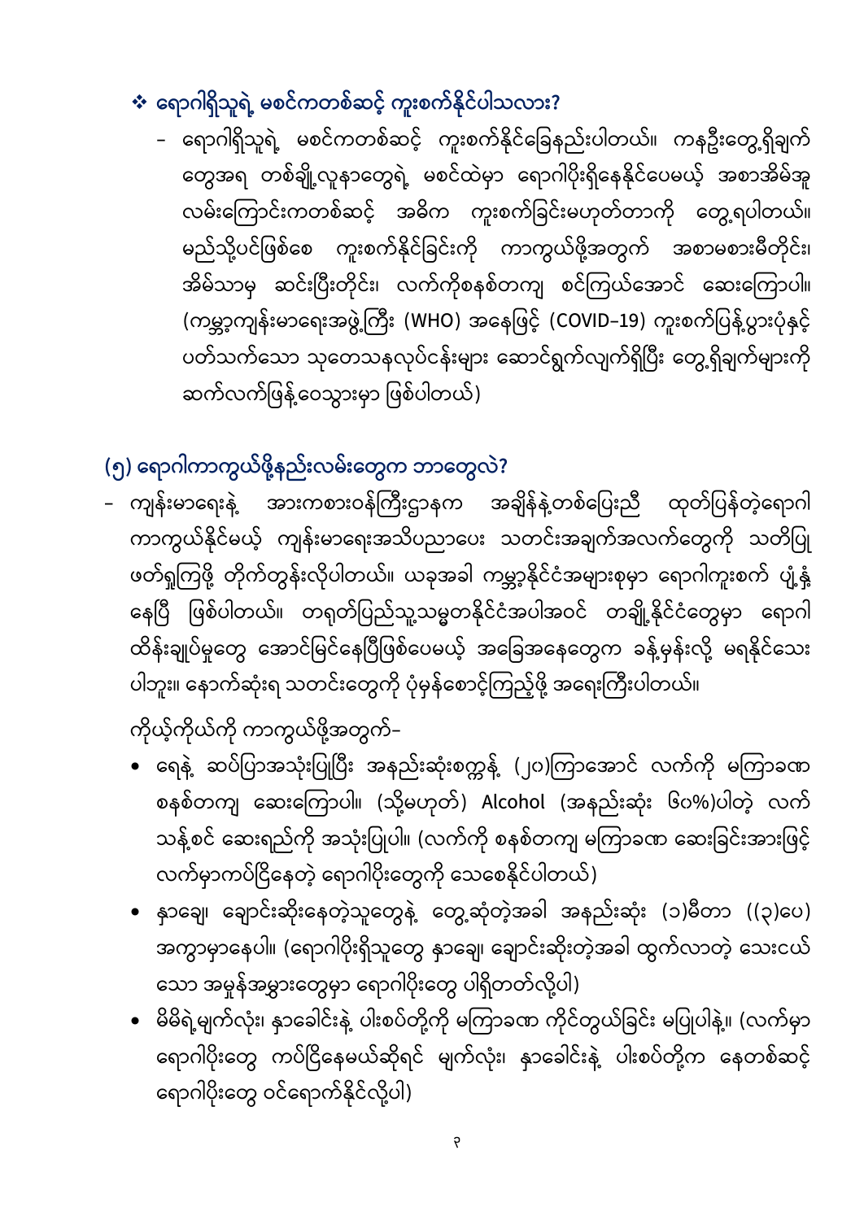❖ **ရောဂါရှိသူရဲ့ မစင်ကတစ်ဆင့် ကူးစက်နိုင်ပါသလား?**

- ရောဂါရှိသူရဲ့ မစင်ကတစ်ဆင့် ကူးစက်နိုင်ခြေနည်းပါတယ်။ ကနဦးတွေ့ရှိချက်တွေအရ တစ်ချို့လူနာတွေရဲ့ မစင်ထဲမှာ ရောဂါပိုးရှိနေနိုင်ပေမယ့် အစာအိမ်အူလမ်းကြောင်းကတစ်ဆင့် အဓိက ကူးစက်ခြင်းမဟုတ်တာကို တွေ့ရပါတယ်။ မည်သို့ပင်ဖြစ်စေ ကူးစက်နိုင်ခြင်းကို ကာကွယ်ဖို့အတွက် အစာမစားမီတိုင်း၊ အိမ်သာမှ ဆင်းပြီးတိုင်း၊ လက်ကိုစနစ်တကျ စင်ကြယ်အောင် ဆေးကြောပါ။ (ကမ္ဘာ့ကျန်းမာရေးအဖွဲ့ကြီး (WHO) အနေဖြင့် (COVID-19) ကူးစက်ပြန့်ပွားပုံနှင့် ပတ်သက်သော သုတေသနလုပ်ငန်းများ ဆောင်ရွက်လျက်ရှိပြီး တွေ့ရှိချက်များကို ဆက်လက်ဖြန့်ဝေသွားမှာ ဖြစ်ပါတယ်)

## (၅) ရောဂါကာကွယ်ဖို့နည်းလမ်းတွေက ဘာတွေလဲ?

- ကျန်းမာရေးနဲ့ အားကစားဝန်ကြီးဌာနက အချိန်နဲ့တစ်ပြေးညီ ထုတ်ပြန်တဲ့ရောဂါကာကွယ်နိုင်မယ့် ကျန်းမာရေးအသိပညာပေး သတင်းအချက်အလက်တွေကို သတိပြုဖတ်ရှုကြဖို့ တိုက်တွန်းလိုပါတယ်။ ယခုအခါ ကမ္ဘာ့နိုင်ငံအများစုမှာ ရောဂါကူးစက် ပျံ့နှံ့နေပြီ ဖြစ်ပါတယ်။ တရုတ်ပြည်သူ့သမ္မတနိုင်ငံအပါအဝင် တချို့နိုင်ငံတွေမှာ ရောဂါထိန်းချုပ်မှုတွေ အောင်မြင်နေပြီဖြစ်ပေမယ့် အခြေအနေတွေက ခန့်မှန်းလို့ မရနိုင်သေးပါဘူး။ နောက်ဆုံးရ သတင်းတွေကို ပုံမှန်စောင့်ကြည့်ဖို့ အရေးကြီးပါတယ်။

ကိုယ့်ကိုယ်ကို ကာကွယ်ဖို့အတွက်–

- ရေနဲ့ ဆပ်ပြာအသုံးပြုပြီး အနည်းဆုံးစက္ကန့် (၂၀)ကြာအောင် လက်ကို မကြာခဏ စနစ်တကျ ဆေးကြောပါ။ (သို့မဟုတ်) Alcohol (အနည်းဆုံး ၆၀%)ပါတဲ့ လက်သန့်စင် ဆေးရည်ကို အသုံးပြုပါ။ (လက်ကို စနစ်တကျ မကြာခဏ ဆေးခြင်းအားဖြင့် လက်မှာကပ်ငြိနေတဲ့ ရောဂါပိုးတွေကို သေစေနိုင်ပါတယ်)
- နှာချေ၊ ချောင်းဆိုးနေတဲ့သူတွေနဲ့ တွေ့ဆုံတဲ့အခါ အနည်းဆုံး (၁)မီတာ ((၃)ပေ) အကွာမှာနေပါ။ (ရောဂါပိုးရှိသူတွေ နှာချေ၊ ချောင်းဆိုးတဲ့အခါ ထွက်လာတဲ့ သေးငယ်သော အမှုန်အမွှားတွေမှာ ရောဂါပိုးတွေ ပါရှိတတ်လို့ပါ)
- မိမိရဲ့မျက်လုံး၊ နှာခေါင်းနဲ့ ပါးစပ်တို့ကို မကြာခဏ ကိုင်တွယ်ခြင်း မပြုပါနဲ့။ (လက်မှာ ရောဂါပိုးတွေ ကပ်ငြိနေမယ်ဆိုရင် မျက်လုံး၊ နှာခေါင်းနဲ့ ပါးစပ်တို့က နေတစ်ဆင့် ရောဂါပိုးတွေ ဝင်ရောက်နိုင်လို့ပါ)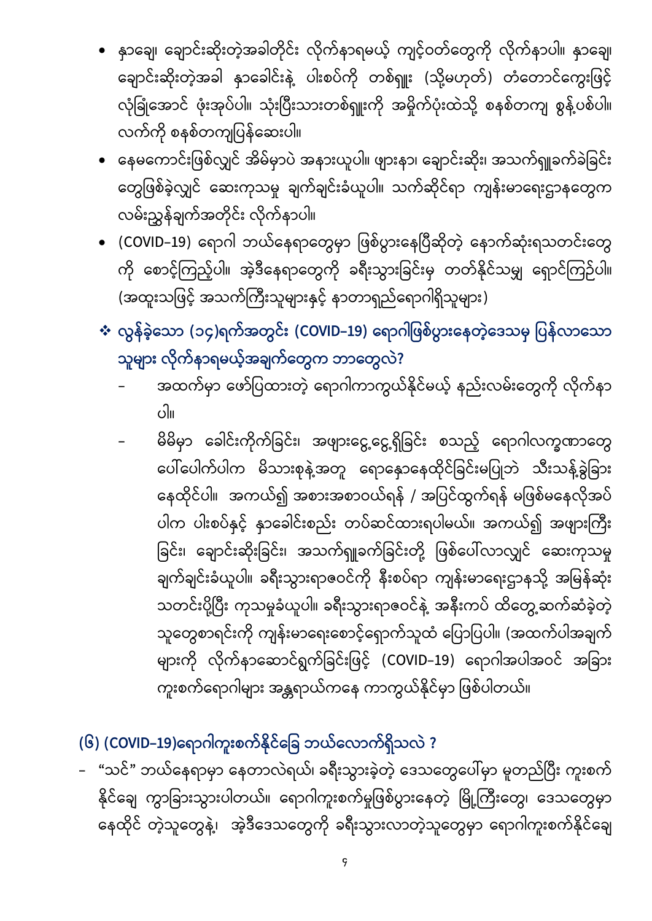- နှာချေ၊ ချောင်းဆိုးတဲ့အခါတိုင်း လိုက်နာရမယ့် ကျင့်ဝတ်တွေကို လိုက်နာပါ။ နှာချေ၊ ချောင်းဆိုးတဲ့အခါ နှာခေါင်းနဲ့ ပါးစပ်ကို တစ်ရှူး (သို့မဟုတ်) တံတောင်ကွေးဖြင့် လုံခြုံအောင် ဖုံးအုပ်ပါ။ သုံးပြီးသားတစ်ရှူးကို အမှိုက်ပုံးထဲသို့ စနစ်တကျ စွန့်ပစ်ပါ။ လက်ကို စနစ်တကျပြန်ဆေးပါ။
- နေမကောင်းဖြစ်လျှင် အိမ်မှာပဲ အနားယူပါ။ ဖျားနာ၊ ချောင်းဆိုး၊ အသက်ရှူခက်ခဲခြင်း တွေဖြစ်ခဲ့လျှင် ဆေးကုသမှု ချက်ချင်းခံယူပါ။ သက်ဆိုင်ရာ ကျန်းမာရေးဌာနတွေက လမ်းညွှန်ချက်အတိုင်း လိုက်နာပါ။
- (COVID-19) ရောဂါ ဘယ်နေရာတွေမှာ ဖြစ်ပွားနေပြီဆိုတဲ့ နောက်ဆုံးရသတင်းတွေကို စောင့်ကြည့်ပါ။ အဲ့ဒီနေရာတွေကို ခရီးသွားခြင်းမှ တတ်နိုင်သမျှ ရှောင်ကြဉ်ပါ။ (အထူးသဖြင့် အသက်ကြီးသူများနှင့် နာတာရှည်ရောဂါရှိသူများ)

❖ **လွန်ခဲ့သော (၁၄)ရက်အတွင်း (COVID-19) ရောဂါဖြစ်ပွားနေတဲ့ဒေသမှ ပြန်လာသောသူများ လိုက်နာရမယ့်အချက်တွေက ဘာတွေလဲ?**

- အထက်မှာ ဖော်ပြထားတဲ့ ရောဂါကာကွယ်နိုင်မယ့် နည်းလမ်းတွေကို လိုက်နာပါ။
- မိမိမှာ ခေါင်းကိုက်ခြင်း၊ အဖျားငွေ့ငွေ့ရှိခြင်း စသည့် ရောဂါလက္ခဏာတွေပေါ်ပေါက်ပါက မိသားစုနဲ့အတူ ရောနှောနေထိုင်ခြင်းမပြုဘဲ သီးသန့်ခွဲခြားနေထိုင်ပါ။ အကယ်၍ အစားအစာဝယ်ရန် / အပြင်ထွက်ရန် မဖြစ်မနေလိုအပ်ပါက ပါးစပ်နှင့် နှာခေါင်းစည်း တပ်ဆင်ထားရပါမယ်။ အကယ်၍ အဖျားကြီးခြင်း၊ ချောင်းဆိုးခြင်း၊ အသက်ရှူခက်ခြင်းတို့ ဖြစ်ပေါ်လာလျှင် ဆေးကုသမှု ချက်ချင်းခံယူပါ။ ခရီးသွားရာဇဝင်ကို နီးစပ်ရာ ကျန်းမာရေးဌာနသို့ အမြန်ဆုံး သတင်းပို့ပြီး ကုသမှုခံယူပါ။ ခရီးသွားရာဇဝင်နဲ့ အနီးကပ် ထိတွေ့ဆက်ဆံခဲ့တဲ့ သူတွေစာရင်းကို ကျန်းမာရေးစောင့်ရှောက်သူထံ ပြောပြပါ။ (အထက်ပါအချက်များကို လိုက်နာဆောင်ရွက်ခြင်းဖြင့် (COVID-19) ရောဂါအပါအဝင် အခြားကူးစက်ရောဂါများ အန္တရာယ်ကနေ ကာကွယ်နိုင်မှာ ဖြစ်ပါတယ်။

## (၆) (COVID-19)ရောဂါကူးစက်နိုင်ခြေ ဘယ်လောက်ရှိသလဲ ?

- "သင်" ဘယ်နေရာမှာ နေတာလဲရယ်၊ ခရီးသွားခဲ့တဲ့ ဒေသတွေပေါ်မှာ မူတည်ပြီး ကူးစက်နိုင်ချေ ကွာခြားသွားပါတယ်။ ရောဂါကူးစက်မှုဖြစ်ပွားနေတဲ့ မြို့ကြီးတွေ၊ ဒေသတွေမှာ နေထိုင် တဲ့သူတွေနဲ့၊ အဲ့ဒီဒေသတွေကို ခရီးသွားလာတဲ့သူတွေမှာ ရောဂါကူးစက်နိုင်ချေ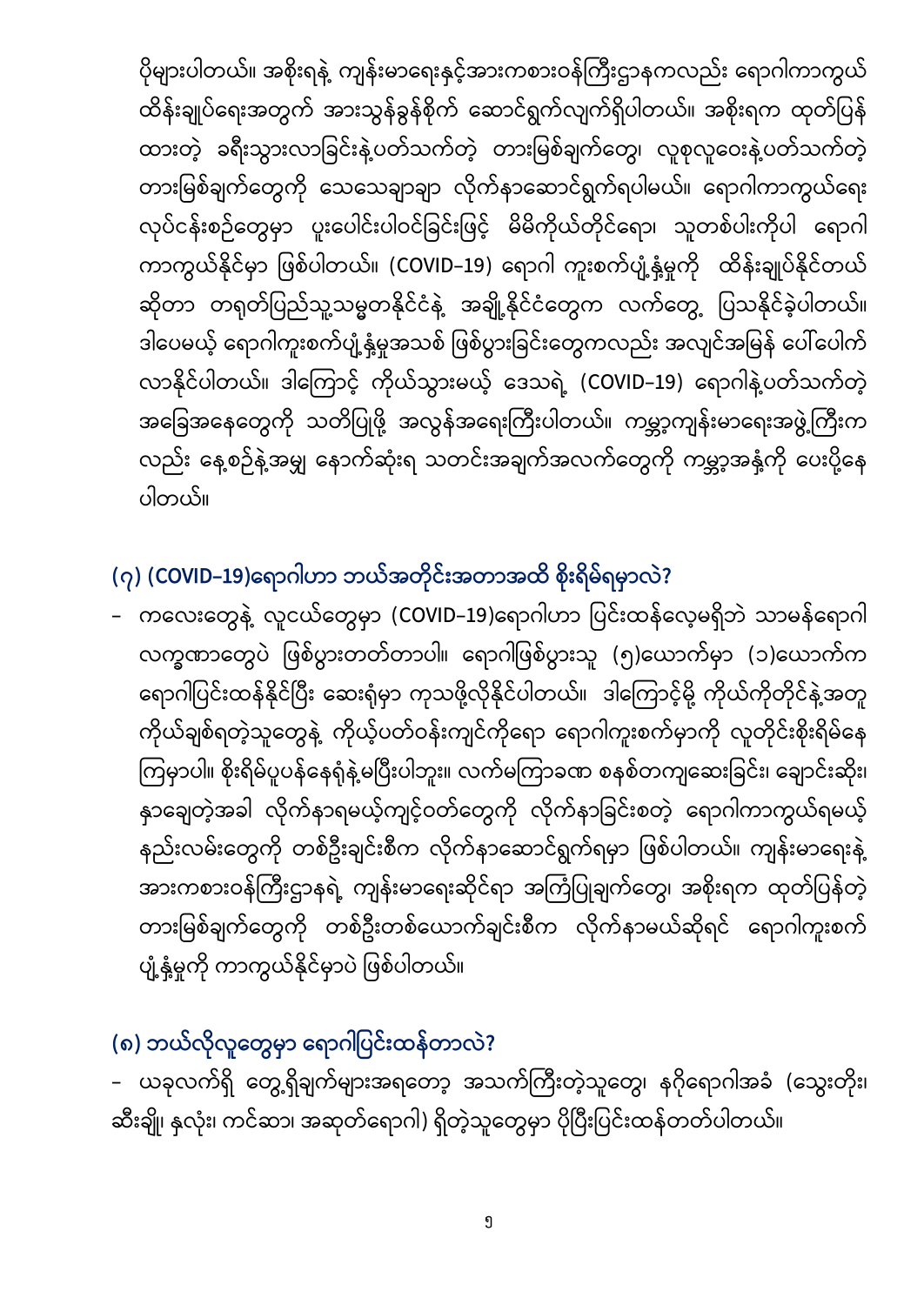ပိုများပါတယ်။ အစိုးရနဲ့ ကျန်းမာရေးနှင့်အားကစားဝန်ကြီးဌာနကလည်း ရောဂါကာကွယ်ထိန်းချုပ်ရေးအတွက် အားသွန်ခွန်စိုက် ဆောင်ရွက်လျက်ရှိပါတယ်။ အစိုးရက ထုတ်ပြန်ထားတဲ့ ခရီးသွားလာခြင်းနဲ့ပတ်သက်တဲ့ တားမြစ်ချက်တွေ၊ လူစုလူဝေးနဲ့ပတ်သက်တဲ့ တားမြစ်ချက်တွေကို သေသေချာချာ လိုက်နာဆောင်ရွက်ရပါမယ်။ ရောဂါကာကွယ်ရေး လုပ်ငန်းစဉ်တွေမှာ ပူးပေါင်းပါဝင်ခြင်းဖြင့် မိမိကိုယ်တိုင်ရော၊ သူတစ်ပါးကိုပါ ရောဂါကာကွယ်နိုင်မှာ ဖြစ်ပါတယ်။ (COVID–19) ရောဂါ ကူးစက်ပျံ့နှံ့မှုကို ထိန်းချုပ်နိုင်တယ်ဆိုတာ တရုတ်ပြည်သူ့သမ္မတနိုင်ငံနဲ့ အချို့နိုင်ငံတွေက လက်တွေ့ ပြသနိုင်ခဲ့ပါတယ်။ ဒါပေမယ့် ရောဂါကူးစက်ပျံ့နှံ့မှုအသစ် ဖြစ်ပွားခြင်းတွေကလည်း အလျင်အမြန် ပေါ်ပေါက်လာနိုင်ပါတယ်။ ဒါကြောင့် ကိုယ်သွားမယ့် ဒေသရဲ့ (COVID–19) ရောဂါနဲ့ပတ်သက်တဲ့ အခြေအနေတွေကို သတိပြုဖို့ အလွန်အရေးကြီးပါတယ်။ ကမ္ဘာ့ကျန်းမာရေးအဖွဲ့ကြီးကလည်း နေ့စဉ်နဲ့အမျှ နောက်ဆုံးရ သတင်းအချက်အလက်တွေကို ကမ္ဘာ့အနှံ့ကို ပေးပို့နေပါတယ်။

## (၇) (COVID–19)ရောဂါဟာ ဘယ်အတိုင်းအတာအထိ စိုးရိမ်ရမှာလဲ?

- ကလေးတွေနဲ့ လူငယ်တွေမှာ (COVID–19)ရောဂါဟာ ပြင်းထန်လေ့မရှိဘဲ သာမန်ရောဂါလက္ခဏာတွေပဲ ဖြစ်ပွားတတ်တာပါ။ ရောဂါဖြစ်ပွားသူ (၅)ယောက်မှာ (၁)ယောက်က ရောဂါပြင်းထန်နိုင်ပြီး ဆေးရုံမှာ ကုသဖို့လိုနိုင်ပါတယ်။ ဒါကြောင့်မို့ ကိုယ်ကိုတိုင်နဲ့အတူ ကိုယ်ချစ်ရတဲ့သူတွေနဲ့ ကိုယ့်ပတ်ဝန်းကျင်ကိုရော ရောဂါကူးစက်မှာကို လူတိုင်းစိုးရိမ်နေကြမှာပါ။ စိုးရိမ်ပူပန်နေရုံနဲ့မပြီးပါဘူး။ လက်မကြာခဏ စနစ်တကျဆေးခြင်း၊ ချောင်းဆိုး၊ နှာချေတဲ့အခါ လိုက်နာရမယ့်ကျင့်ဝတ်တွေကို လိုက်နာခြင်းစတဲ့ ရောဂါကာကွယ်ရမယ့် နည်းလမ်းတွေကို တစ်ဦးချင်းစီက လိုက်နာဆောင်ရွက်ရမှာ ဖြစ်ပါတယ်။ ကျန်းမာရေးနဲ့ အားကစားဝန်ကြီးဌာနရဲ့ ကျန်းမာရေးဆိုင်ရာ အကြံပြုချက်တွေ၊ အစိုးရက ထုတ်ပြန်တဲ့ တားမြစ်ချက်တွေကို တစ်ဦးတစ်ယောက်ချင်းစီက လိုက်နာမယ်ဆိုရင် ရောဂါကူးစက်ပျံ့နှံ့မှုကို ကာကွယ်နိုင်မှာပဲ ဖြစ်ပါတယ်။

## (၈) ဘယ်လိုလူတွေမှာ ရောဂါပြင်းထန်တာလဲ?

- ယခုလက်ရှိ တွေ့ရှိချက်များအရတော့ အသက်ကြီးတဲ့သူတွေ၊ နဂိုရောဂါအခံ (သွေးတိုး၊ ဆီးချို၊ နှလုံး၊ ကင်ဆာ၊ အဆုတ်ရောဂါ) ရှိတဲ့သူတွေမှာ ပိုပြီးပြင်းထန်တတ်ပါတယ်။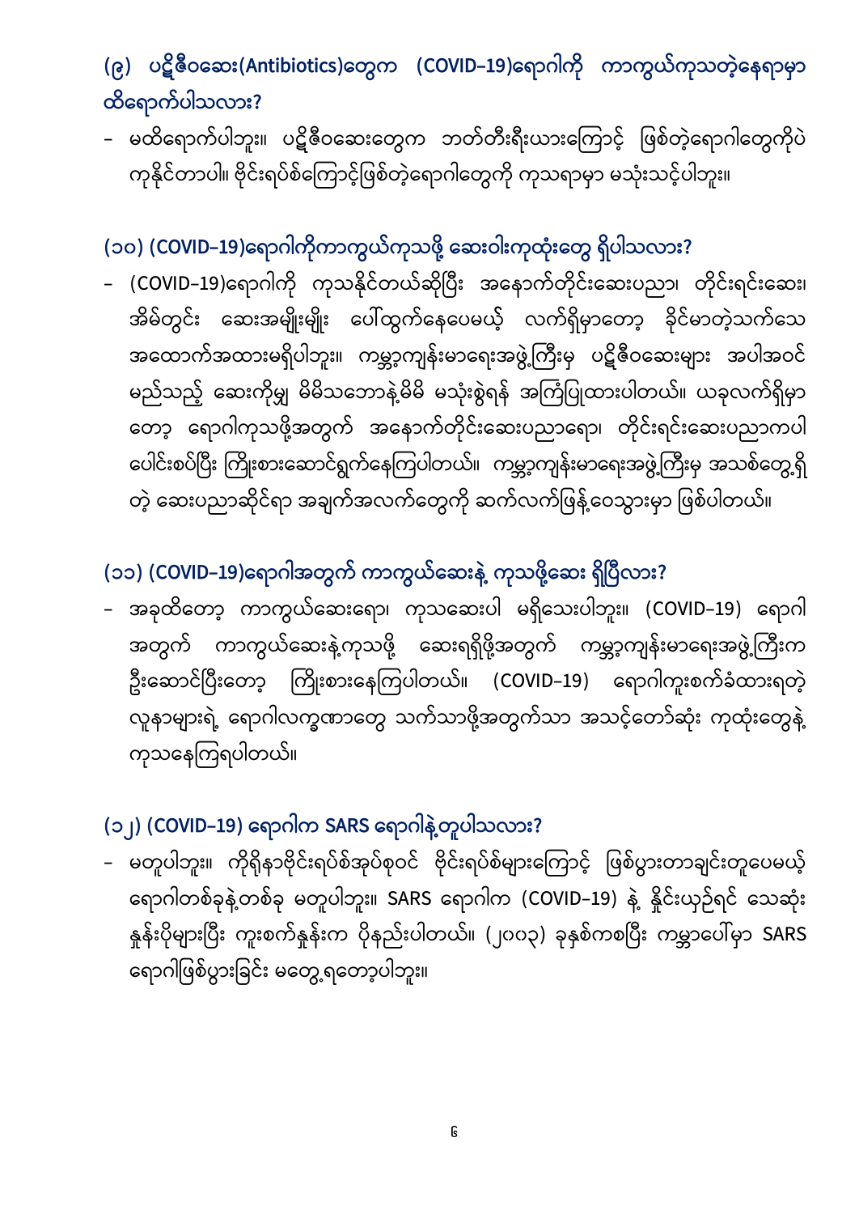### (၉) ပဋိဇီဝဆေး(Antibiotics)တွေက (COVID-19)ရောဂါကို ကာကွယ်ကုသတဲ့နေရာမှာ ထိရောက်ပါသလား?

- မထိရောက်ပါဘူး။ ပဋိဇီဝဆေးတွေက ဘတ်တီးရီးယားကြောင့် ဖြစ်တဲ့ရောဂါတွေကိုပဲ ကုနိုင်တာပါ။ ဗိုင်းရပ်စ်ကြောင့်ဖြစ်တဲ့ရောဂါတွေကို ကုသရာမှာ မသုံးသင့်ပါဘူး။

### (၁၀) (COVID-19)ရောဂါကိုကာကွယ်ကုသဖို့ ဆေးဝါးကုထုံးတွေ ရှိပါသလား?

- (COVID-19)ရောဂါကို ကုသနိုင်တယ်ဆိုပြီး အနောက်တိုင်းဆေးပညာ၊ တိုင်းရင်းဆေး၊ အိမ်တွင်း ဆေးအမျိုးမျိုး ပေါ်ထွက်နေပေမယ့် လက်ရှိမှာတော့ ခိုင်မာတဲ့သက်သေ အထောက်အထားမရှိပါဘူး။ ကမ္ဘာ့ကျန်းမာရေးအဖွဲ့ကြီးမှ ပဋိဇီဝဆေးများ အပါအဝင် မည်သည့် ဆေးကိုမှ မိမိသဘောနဲ့မိမိ မသုံးစွဲရန် အကြံပြုထားပါတယ်။ ယခုလက်ရှိမှာတော့ ရောဂါကုသဖို့အတွက် အနောက်တိုင်းဆေးပညာရော၊ တိုင်းရင်းဆေးပညာကပါ ပေါင်းစပ်ပြီး ကြိုးစားဆောင်ရွက်နေကြပါတယ်။ ကမ္ဘာ့ကျန်းမာရေးအဖွဲ့ကြီးမှ အသစ်တွေ့ရှိတဲ့ ဆေးပညာဆိုင်ရာ အချက်အလက်တွေကို ဆက်လက်ဖြန့်ဝေသွားမှာ ဖြစ်ပါတယ်။

### (၁၁) (COVID-19)ရောဂါအတွက် ကာကွယ်ဆေးနဲ့ ကုသဖို့ဆေး ရှိပြီလား?

- အခုထိတော့ ကာကွယ်ဆေးရော၊ ကုသဆေးပါ မရှိသေးပါဘူး။ (COVID-19) ရောဂါအတွက် ကာကွယ်ဆေးနဲ့ကုသဖို့ ဆေးရရှိဖို့အတွက် ကမ္ဘာ့ကျန်းမာရေးအဖွဲ့ကြီးက ဦးဆောင်ပြီးတော့ ကြိုးစားနေကြပါတယ်။ (COVID-19) ရောဂါကူးစက်ခံထားရတဲ့ လူနာများရဲ့ ရောဂါလက္ခဏာတွေ သက်သာဖို့အတွက်သာ အသင့်တော်ဆုံး ကုထုံးတွေနဲ့ ကုသနေကြရပါတယ်။

### (၁၂) (COVID-19) ရောဂါက SARS ရောဂါနဲ့တူပါသလား?

- မတူပါဘူး။ ကိုရိုနာဗိုင်းရပ်စ်အုပ်စုဝင် ဗိုင်းရပ်စ်များကြောင့် ဖြစ်ပွားတာချင်းတူပေမယ့် ရောဂါတစ်ခုနဲ့တစ်ခု မတူပါဘူး။ SARS ရောဂါက (COVID-19) နဲ့ နှိုင်းယှဉ်ရင် သေဆုံးနှုန်းပိုများပြီး ကူးစက်နှုန်းက ပိုနည်းပါတယ်။ (၂၀၀၃) ခုနှစ်ကစပြီး ကမ္ဘာပေါ်မှာ SARS ရောဂါဖြစ်ပွားခြင်း မတွေ့ရတော့ပါဘူး။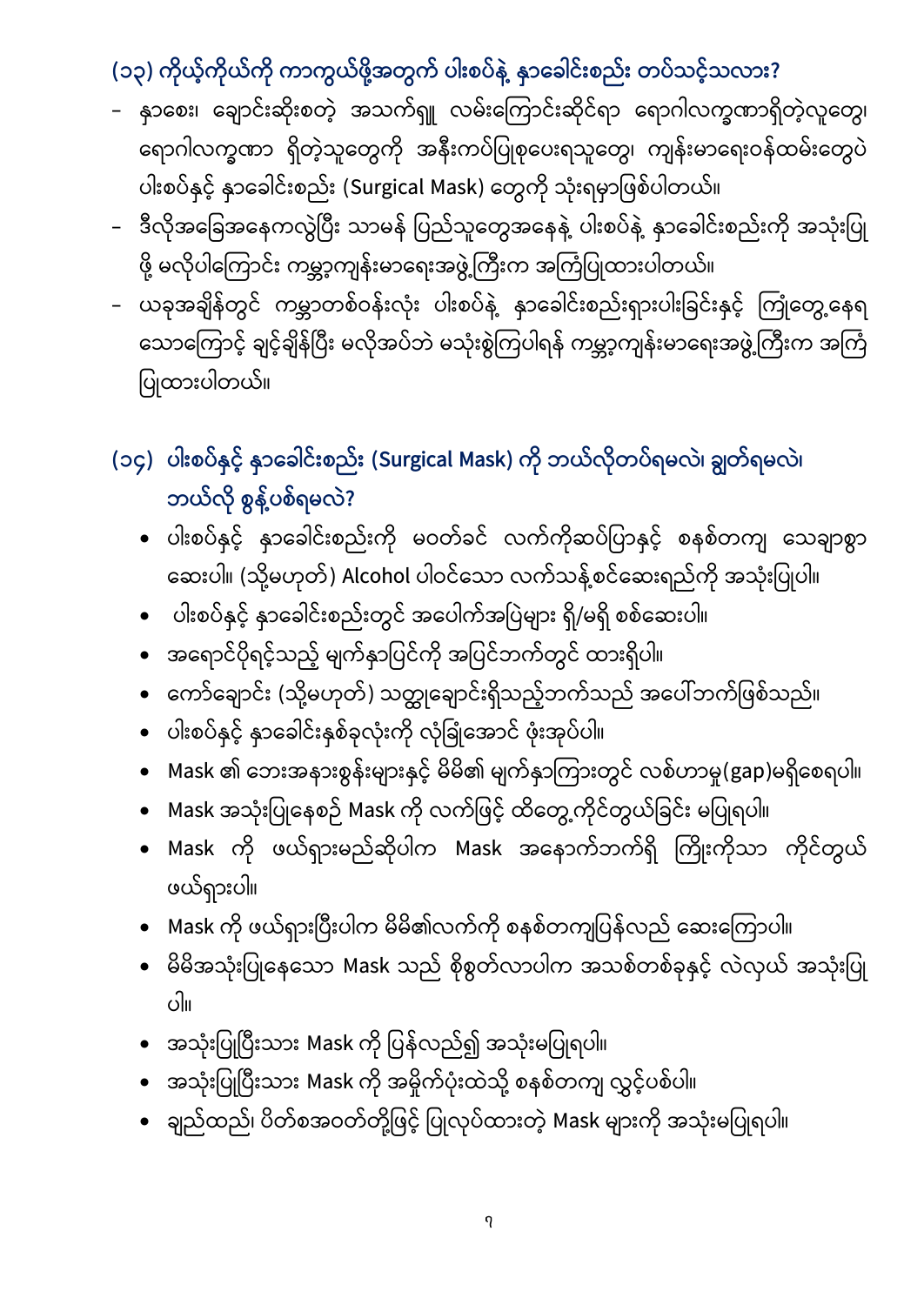## (၁၃) ကိုယ့်ကိုယ်ကို ကာကွယ်ဖို့အတွက် ပါးစပ်နဲ့ နှာခေါင်းစည်း တပ်သင့်သလား?

- နှာစေး၊ ချောင်းဆိုးစတဲ့ အသက်ရှူ လမ်းကြောင်းဆိုင်ရာ ရောဂါလက္ခဏာရှိတဲ့လူတွေ၊ ရောဂါလက္ခဏာ ရှိတဲ့သူတွေကို အနီးကပ်ပြုစုပေးရသူတွေ၊ ကျန်းမာရေးဝန်ထမ်းတွေပဲ ပါးစပ်နှင့် နှာခေါင်းစည်း (Surgical Mask) တွေကို သုံးရမှာဖြစ်ပါတယ်။
- ဒီလိုအခြေအနေကလွဲပြီး သာမန် ပြည်သူတွေအနေနဲ့ ပါးစပ်နဲ့ နှာခေါင်းစည်းကို အသုံးပြုဖို့ မလိုပါကြောင်း ကမ္ဘာ့ကျန်းမာရေးအဖွဲ့ကြီးက အကြံပြုထားပါတယ်။
- ယခုအချိန်တွင် ကမ္ဘာတစ်ဝန်းလုံး ပါးစပ်နဲ့ နှာခေါင်းစည်းရှားပါးခြင်းနှင့် ကြုံတွေ့နေရသောကြောင့် ချင့်ချိန်ပြီး မလိုအပ်ဘဲ မသုံးစွဲကြပါရန် ကမ္ဘာ့ကျန်းမာရေးအဖွဲ့ကြီးက အကြံပြုထားပါတယ်။

## (၁၄) ပါးစပ်နှင့် နှာခေါင်းစည်း (Surgical Mask) ကို ဘယ်လိုတပ်ရမလဲ၊ ချွတ်ရမလဲ၊ ဘယ်လို စွန့်ပစ်ရမလဲ?

- ပါးစပ်နှင့် နှာခေါင်းစည်းကို မတတ်ခင် လက်ကိုဆပ်ပြာနှင့် စနစ်တကျ သေချာစွာ ဆေးပါ။ (သို့မဟုတ်) Alcohol ပါဝင်သော လက်သန့်စင်ဆေးရည်ကို အသုံးပြုပါ။
- ပါးစပ်နှင့် နှာခေါင်းစည်းတွင် အပေါက်အပြဲများ ရှိ/မရှိ စစ်ဆေးပါ။
- အရောင်ပိုရင့်သည့် မျက်နှာပြင်ကို အပြင်ဘက်တွင် ထားရှိပါ။
- ကော်ချောင်း (သို့မဟုတ်) သတ္တုချောင်းရှိသည့်ဘက်သည် အပေါ်ဘက်ဖြစ်သည်။
- ပါးစပ်နှင့် နှာခေါင်းနှစ်ခုလုံးကို လုံခြုံအောင် ဖုံးအုပ်ပါ။
- Mask ၏ ဘေးအနားစွန်းများနှင့် မိမိ၏ မျက်နှာကြားတွင် လစ်ဟာမှု(gap)မရှိစေရပါ။
- Mask အသုံးပြုနေစဉ် Mask ကို လက်ဖြင့် ထိတွေ့ကိုင်တွယ်ခြင်း မပြုရပါ။
- Mask ကို ဖယ်ရှားမည်ဆိုပါက Mask အနောက်ဘက်ရှိ ကြိုးကိုသာ ကိုင်တွယ်ဖယ်ရှားပါ။
- Mask ကို ဖယ်ရှားပြီးပါက မိမိ၏လက်ကို စနစ်တကျပြန်လည် ဆေးကြောပါ။
- မိမိအသုံးပြုနေသော Mask သည် စိုစွတ်လာပါက အသစ်တစ်ခုနှင့် လဲလှယ် အသုံးပြုပါ။
- အသုံးပြုပြီးသား Mask ကို ပြန်လည်၍ အသုံးမပြုရပါ။
- အသုံးပြုပြီးသား Mask ကို အမှိုက်ပုံးထဲသို့ စနစ်တကျ လွှင့်ပစ်ပါ။
- ချည်ထည်၊ ပိတ်စအဝတ်တို့ဖြင့် ပြုလုပ်ထားတဲ့ Mask များကို အသုံးမပြုရပါ။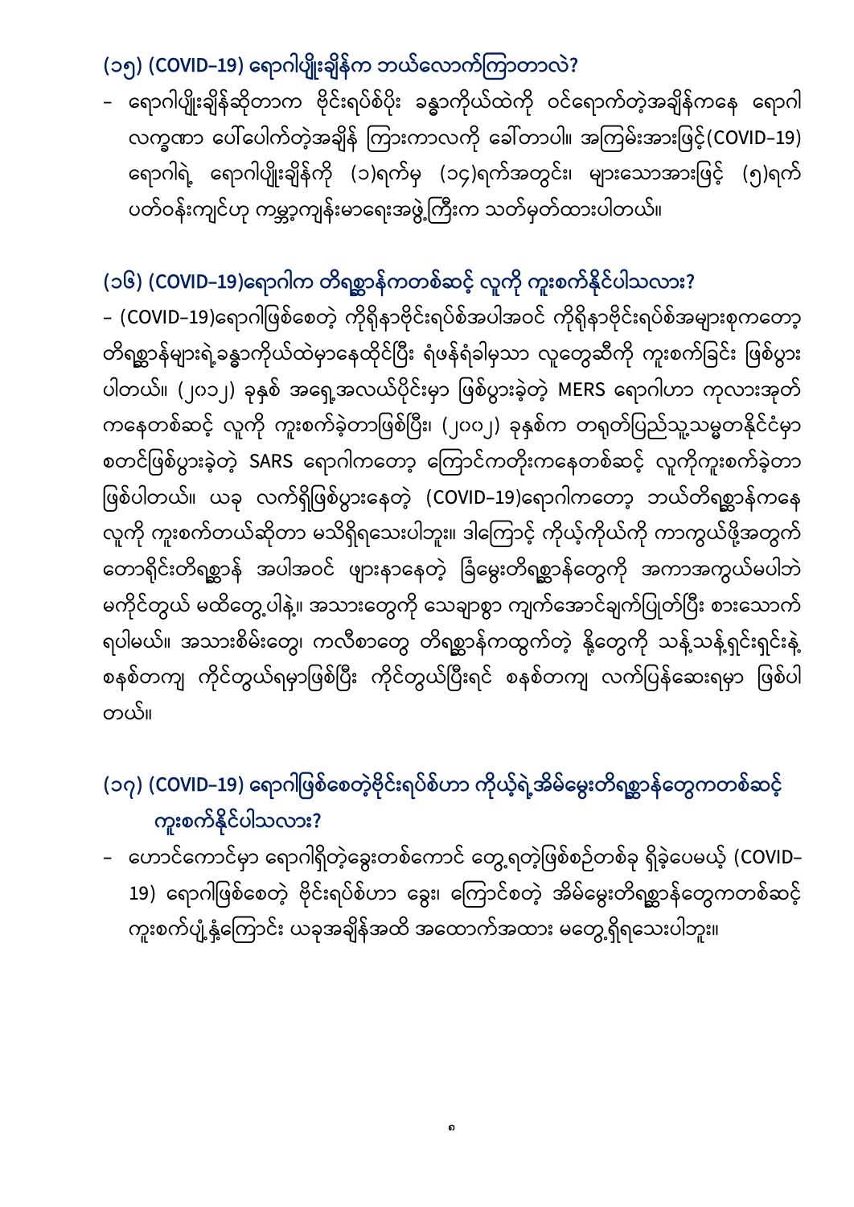## (၁၅) (COVID–19) ရောဂါပျိုးချိန်က ဘယ်လောက်ကြာတာလဲ?

– ရောဂါပျိုးချိန်ဆိုတာက ဗိုင်းရပ်စ်ပိုး ခန္ဓာကိုယ်ထဲကို ဝင်ရောက်တဲ့အချိန်ကနေ ရောဂါလက္ခဏာ ပေါ်ပေါက်တဲ့အချိန် ကြားကာလကို ခေါ်တာပါ။ အကြမ်းအားဖြင့်(COVID–19) ရောဂါရဲ့ ရောဂါပျိုးချိန်ကို (၁)ရက်မှ (၁၄)ရက်အတွင်း၊ များသောအားဖြင့် (၅)ရက် ပတ်ဝန်းကျင်ဟု ကမ္ဘာ့ကျန်းမာရေးအဖွဲ့ကြီးက သတ်မှတ်ထားပါတယ်။

## (၁၆) (COVID–19)ရောဂါက တိရစ္ဆာန်ကတစ်ဆင့် လူကို ကူးစက်နိုင်ပါသလား?

– (COVID–19)ရောဂါဖြစ်စေတဲ့ ကိုရိုနာဗိုင်းရပ်စ်အပါအဝင် ကိုရိုနာဗိုင်းရပ်စ်အများစုကတော့ တိရစ္ဆာန်များရဲ့ခန္ဓာကိုယ်ထဲမှာနေထိုင်ပြီး ရံဖန်ရံခါမှသာ လူတွေဆီကို ကူးစက်ခြင်း ဖြစ်ပွားပါတယ်။ (၂၀၁၂) ခုနှစ် အရှေ့အလယ်ပိုင်းမှာ ဖြစ်ပွားခဲ့တဲ့ MERS ရောဂါဟာ ကုလားအုတ်ကနေတစ်ဆင့် လူကို ကူးစက်ခဲ့တာဖြစ်ပြီး၊ (၂၀၀၂) ခုနှစ်က တရုတ်ပြည်သူ့သမ္မတနိုင်ငံမှာ စတင်ဖြစ်ပွားခဲ့တဲ့ SARS ရောဂါကတော့ ကြောင်ကတိုးကနေတစ်ဆင့် လူကိုကူးစက်ခဲ့တာ ဖြစ်ပါတယ်။ ယခု လက်ရှိဖြစ်ပွားနေတဲ့ (COVID–19)ရောဂါကတော့ ဘယ်တိရစ္ဆာန်ကနေ လူကို ကူးစက်တယ်ဆိုတာ မသိရှိရသေးပါဘူး။ ဒါကြောင့် ကိုယ့်ကိုယ်ကို ကာကွယ်ဖို့အတွက် တောရိုင်းတိရစ္ဆာန် အပါအဝင် ဖျားနာနေတဲ့ ခြံမွေးတိရစ္ဆာန်တွေကို အကာအကွယ်မပါဘဲ မကိုင်တွယ် မထိတွေ့ပါနဲ့။ အသားတွေကို သေချာစွာ ကျက်အောင်ချက်ပြုတ်ပြီး စားသောက်ရပါမယ်။ အသားစိမ်းတွေ၊ ကလီစာတွေ တိရစ္ဆာန်ကထွက်တဲ့ နို့တွေကို သန့်သန့်ရှင်းရှင်းနဲ့ စနစ်တကျ ကိုင်တွယ်ရမှာဖြစ်ပြီး ကိုင်တွယ်ပြီးရင် စနစ်တကျ လက်ပြန်ဆေးရမှာ ဖြစ်ပါတယ်။

## (၁၇) (COVID–19) ရောဂါဖြစ်စေတဲ့ဗိုင်းရပ်စ်ဟာ ကိုယ့်ရဲ့အိမ်မွေးတိရစ္ဆာန်တွေကတစ်ဆင့် ကူးစက်နိုင်ပါသလား?

– ဟောင်ကောင်မှာ ရောဂါရှိတဲ့ခွေးတစ်ကောင် တွေ့ရတဲ့ဖြစ်စဉ်တစ်ခု ရှိခဲ့ပေမယ့် (COVID–19) ရောဂါဖြစ်စေတဲ့ ဗိုင်းရပ်စ်ဟာ ခွေး၊ ကြောင်စတဲ့ အိမ်မွေးတိရစ္ဆာန်တွေကတစ်ဆင့် ကူးစက်ပျံ့နှံ့ကြောင်း ယခုအချိန်အထိ အထောက်အထား မတွေ့ရှိရသေးပါဘူး။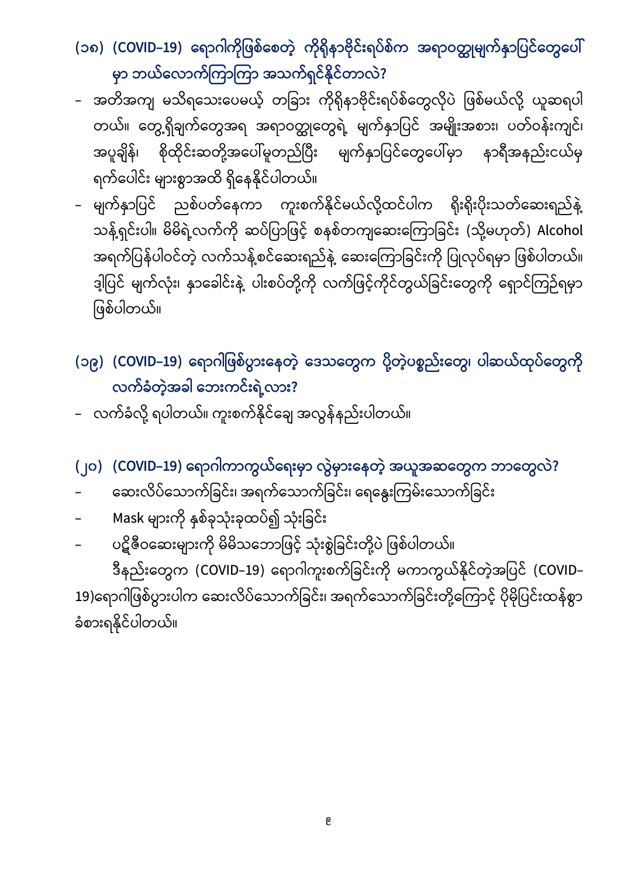## (၁၈) (COVID-19) ရောဂါကိုဖြစ်စေတဲ့ ကိုရိုနာဗိုင်းရပ်စ်က အရာဝတ္ထုမျက်နှာပြင်တွေပေါ်မှာ ဘယ်လောက်ကြာကြာ အသက်ရှင်နိုင်တာလဲ?

- အတိအကျ မသိရသေးပေမယ့် တခြား ကိုရိုနာဗိုင်းရပ်စ်တွေလိုပဲ ဖြစ်မယ်လို့ ယူဆရပါတယ်။ တွေ့ရှိချက်တွေအရ အရာဝတ္ထုတွေရဲ့ မျက်နှာပြင် အမျိုးအစား၊ ပတ်ဝန်းကျင်၊ အပူချိန်၊ စိုထိုင်းဆတို့အပေါ်မူတည်ပြီး မျက်နှာပြင်တွေပေါ်မှာ နာရီအနည်းငယ်မှ ရက်ပေါင်း များစွာအထိ ရှိနေနိုင်ပါတယ်။
- မျက်နှာပြင် ညစ်ပတ်နေကာ ကူးစက်နိုင်မယ်လို့ထင်ပါက ရိုးရိုးပိုးသတ်ဆေးရည်နဲ့ သန့်ရှင်းပါ။ မိမိရဲ့လက်ကို ဆပ်ပြာဖြင့် စနစ်တကျဆေးကြောခြင်း (သို့မဟုတ်) Alcohol အရက်ပြန်ပါဝင်တဲ့ လက်သန့်စင်ဆေးရည်နဲ့ ဆေးကြောခြင်းကို ပြုလုပ်ရမှာ ဖြစ်ပါတယ်။ ဒါ့ပြင် မျက်လုံး၊ နှာခေါင်းနဲ့ ပါးစပ်တို့ကို လက်ဖြင့်ကိုင်တွယ်ခြင်းတွေကို ရှောင်ကြဉ်ရမှာ ဖြစ်ပါတယ်။

## (၁၉) (COVID-19) ရောဂါဖြစ်ပွားနေတဲ့ ဒေသတွေက ပို့တဲ့ပစ္စည်းတွေ၊ ပါဆယ်ထုပ်တွေကို လက်ခံတဲ့အခါ ဘေးကင်းရဲ့လား?

- လက်ခံလို့ ရပါတယ်။ ကူးစက်နိုင်ချေ အလွန်နည်းပါတယ်။

## (၂၀) (COVID-19) ရောဂါကာကွယ်ရေးမှာ လွဲမှားနေတဲ့ အယူအဆတွေက ဘာတွေလဲ?

- ဆေးလိပ်သောက်ခြင်း၊ အရက်သောက်ခြင်း၊ ရေနွေးကြမ်းသောက်ခြင်း
- Mask များကို နှစ်ခုသုံးခုထပ်၍ သုံးခြင်း
- ပဋိဇီဝဆေးများကို မိမိသဘောဖြင့် သုံးစွဲခြင်းတို့ပဲ ဖြစ်ပါတယ်။

ဒီနည်းတွေက (COVID-19) ရောဂါကူးစက်ခြင်းကို မကာကွယ်နိုင်တဲ့အပြင် (COVID-19)ရောဂါဖြစ်ပွားပါက ဆေးလိပ်သောက်ခြင်း၊ အရက်သောက်ခြင်းတို့ကြောင့် ပိုမိုပြင်းထန်စွာ ခံစားရနိုင်ပါတယ်။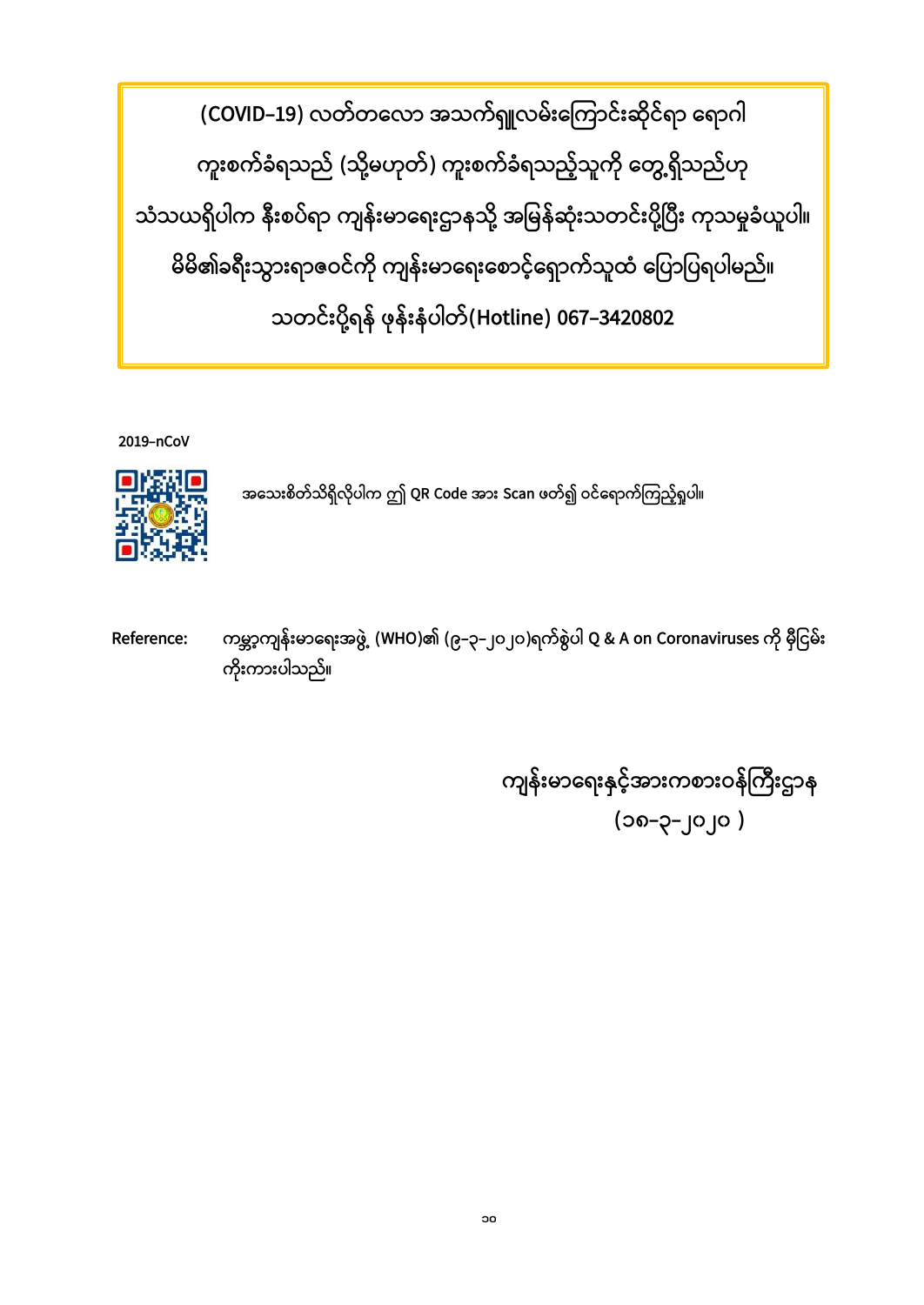**(COVID-19) လတ်တလော အသက်ရှူလမ်းကြောင်းဆိုင်ရာ ရောဂါ ကူးစက်ခံရသည် (သို့မဟုတ်) ကူးစက်ခံရသည့်သူကို တွေ့ရှိသည်ဟု သံသယရှိပါက နီးစပ်ရာ ကျန်းမာရေးဌာနသို့ အမြန်ဆုံးသတင်းပို့ပြီး ကုသမှုခံယူပါ။ မိမိ၏ခရီးသွားရာဇဝင်ကို ကျန်းမာရေးစောင့်ရှောက်သူထံ ပြောပြရပါမည်။ သတင်းပို့ရန် ဖုန်းနံပါတ်(Hotline) 067-3420802**

2019-nCoV

အသေးစိတ်သိရှိလိုပါက ဤ QR Code အား Scan ဖတ်၍ ဝင်ရောက်ကြည့်ရှုပါ။

Reference: ကမ္ဘာ့ကျန်းမာရေးအဖွဲ့ (WHO)၏ (၉-၃-၂၀၂၀)ရက်စွဲပါ Q & A on Coronaviruses ကို မှီငြမ်းကိုးကားပါသည်။

ကျန်းမာရေးနှင့်အားကစားဝန်ကြီးဌာန
(၁၈-၃-၂၀၂၀ )